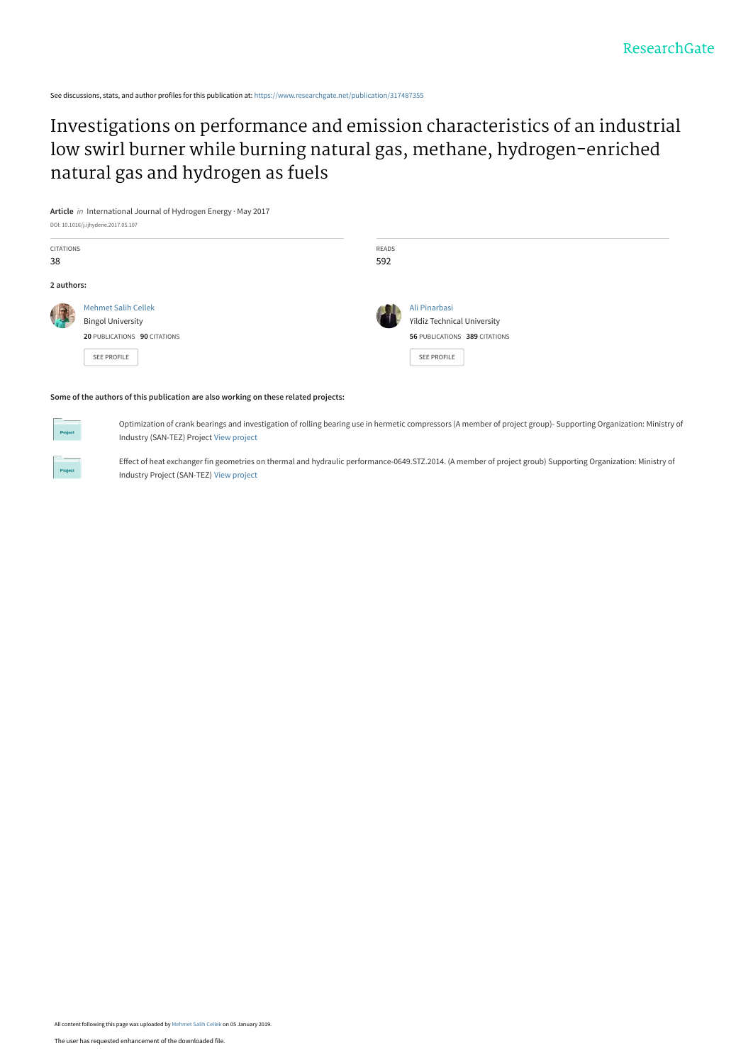See discussions, stats, and author profiles for this publication at: https://www.researchgate.net/publication/317487355

# Investigations on performance and emission characteristics of an industrial low swirl burner while burning natural gas, methane, hydrogen-enriched natural gas and hydrogen as fuels

**Article** *in* International Journal of Hydrogen Energy · May 2017

DOI: 10.1016/j.ijhydene.2017.05.107

| CITATIONS | READS |
| --- | --- |
| 38 | 592 |

**2 authors:**

**Mehmet Salih Cellek**
Bingol University
**20** PUBLICATIONS **90** CITATIONS
SEE PROFILE

**Ali Pinarbasi**
Yildiz Technical University
**56** PUBLICATIONS **389** CITATIONS
SEE PROFILE

**Some of the authors of this publication are also working on these related projects:**

Optimization of crank bearings and investigation of rolling bearing use in hermetic compressors (A member of project group)- Supporting Organization: Ministry of Industry (SAN-TEZ) Project View project

Effect of heat exchanger fin geometries on thermal and hydraulic performance-0649.STZ.2014. (A member of project groub) Supporting Organization: Ministry of Industry Project (SAN-TEZ) View project

All content following this page was uploaded by Mehmet Salih Cellek on 05 January 2019.

The user has requested enhancement of the downloaded file.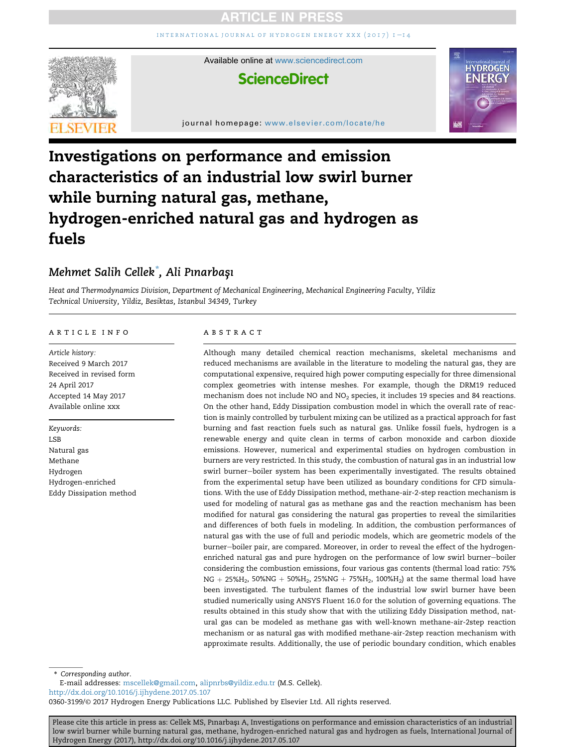# Investigations on performance and emission characteristics of an industrial low swirl burner while burning natural gas, methane, hydrogen-enriched natural gas and hydrogen as fuels

*Mehmet Salih Cellek*, Ali Pınarbaşı*

*Heat and Thermodynamics Division, Department of Mechanical Engineering, Mechanical Engineering Faculty, Yildiz Technical University, Yildiz, Besiktas, Istanbul 34349, Turkey*

## ARTICLE INFO

*Article history:*
Received 9 March 2017
Received in revised form 24 April 2017
Accepted 14 May 2017
Available online xxx

*Keywords:*
LSB
Natural gas
Methane
Hydrogen
Hydrogen-enriched
Eddy Dissipation method

## ABSTRACT

Although many detailed chemical reaction mechanisms, skeletal mechanisms and reduced mechanisms are available in the literature to modeling the natural gas, they are computational expensive, required high power computing especially for three dimensional complex geometries with intense meshes. For example, though the DRM19 reduced mechanism does not include NO and $NO_2$ species, it includes 19 species and 84 reactions. On the other hand, Eddy Dissipation combustion model in which the overall rate of reaction is mainly controlled by turbulent mixing can be utilized as a practical approach for fast burning and fast reaction fuels such as natural gas. Unlike fossil fuels, hydrogen is a renewable energy and quite clean in terms of carbon monoxide and carbon dioxide emissions. However, numerical and experimental studies on hydrogen combustion in burners are very restricted. In this study, the combustion of natural gas in an industrial low swirl burner–boiler system has been experimentally investigated. The results obtained from the experimental setup have been utilized as boundary conditions for CFD simulations. With the use of Eddy Dissipation method, methane-air-2-step reaction mechanism is used for modeling of natural gas as methane gas and the reaction mechanism has been modified for natural gas considering the natural gas properties to reveal the similarities and differences of both fuels in modeling. In addition, the combustion performances of natural gas with the use of full and periodic models, which are geometric models of the burner–boiler pair, are compared. Moreover, in order to reveal the effect of the hydrogen-enriched natural gas and pure hydrogen on the performance of low swirl burner–boiler considering the combustion emissions, four various gas contents (thermal load ratio: 75% NG + 25%$H_2$, 50%NG + 50%$H_2$, 25%NG + 75%$H_2$, 100%$H_2$) at the same thermal load have been investigated. The turbulent flames of the industrial low swirl burner have been studied numerically using ANSYS Fluent 16.0 for the solution of governing equations. The results obtained in this study show that with the utilizing Eddy Dissipation method, natural gas can be modeled as methane gas with well-known methane-air-2step reaction mechanism or as natural gas with modified methane-air-2step reaction mechanism with approximate results. Additionally, the use of periodic boundary condition, which enables

\* Corresponding author.
E-mail addresses: mscellek@gmail.com, alipnrbs@yildiz.edu.tr (M.S. Cellek).
http://dx.doi.org/10.1016/j.ijhydene.2017.05.107
0360-3199/© 2017 Hydrogen Energy Publications LLC. Published by Elsevier Ltd. All rights reserved.

Please cite this article in press as: Cellek MS, Pınarbaşı A, Investigations on performance and emission characteristics of an industrial low swirl burner while burning natural gas, methane, hydrogen-enriched natural gas and hydrogen as fuels, International Journal of Hydrogen Energy (2017), http://dx.doi.org/10.1016/j.ijhydene.2017.05.107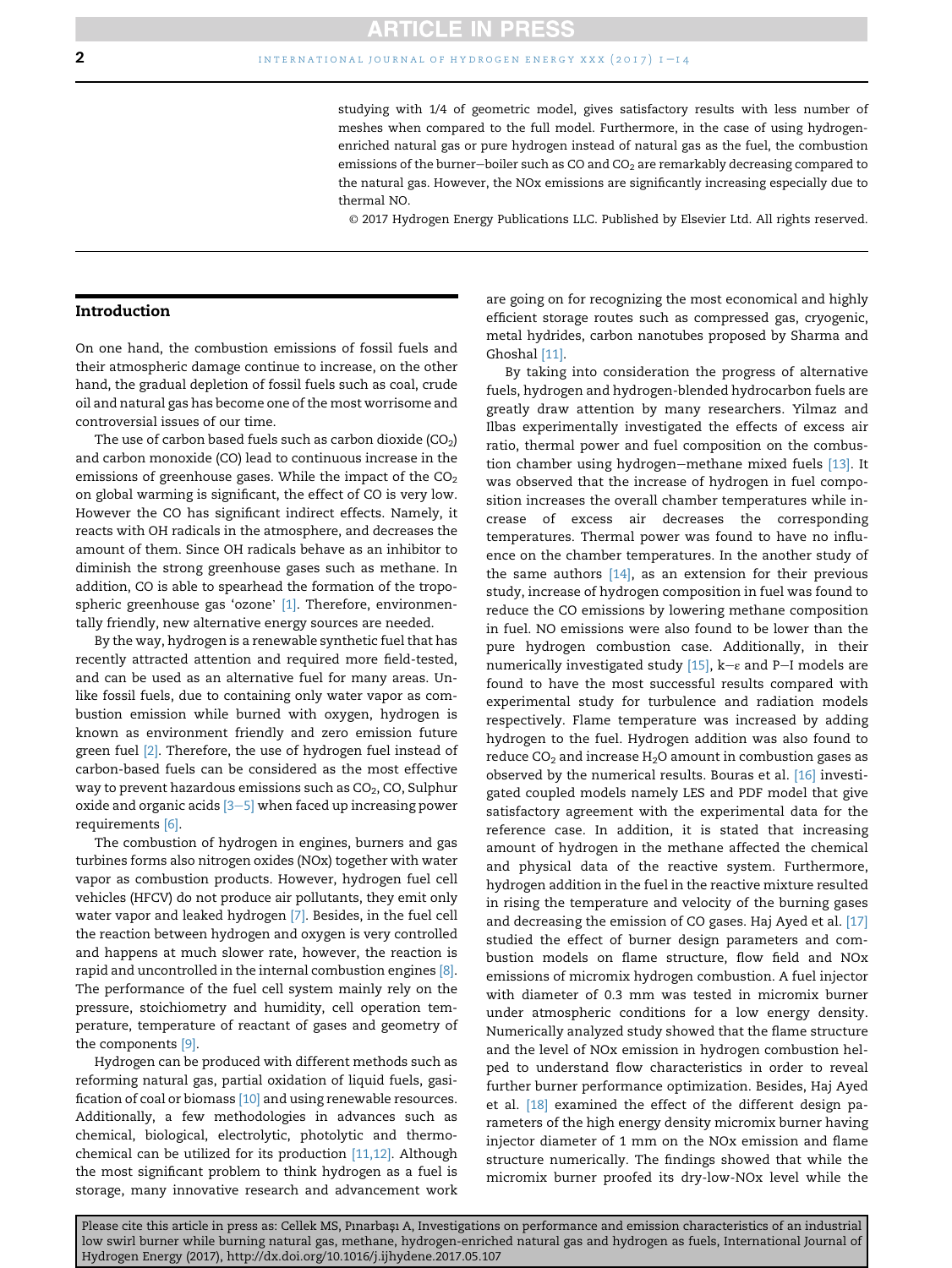studying with 1/4 of geometric model, gives satisfactory results with less number of meshes when compared to the full model. Furthermore, in the case of using hydrogen-enriched natural gas or pure hydrogen instead of natural gas as the fuel, the combustion emissions of the burner–boiler such as CO and $CO_2$ are remarkably decreasing compared to the natural gas. However, the NOx emissions are significantly increasing especially due to thermal NO.

© 2017 Hydrogen Energy Publications LLC. Published by Elsevier Ltd. All rights reserved.

## Introduction

On one hand, the combustion emissions of fossil fuels and their atmospheric damage continue to increase, on the other hand, the gradual depletion of fossil fuels such as coal, crude oil and natural gas has become one of the most worrisome and controversial issues of our time.

The use of carbon based fuels such as carbon dioxide ($CO_2$) and carbon monoxide (CO) lead to continuous increase in the emissions of greenhouse gases. While the impact of the $CO_2$ on global warming is significant, the effect of CO is very low. However the CO has significant indirect effects. Namely, it reacts with OH radicals in the atmosphere, and decreases the amount of them. Since OH radicals behave as an inhibitor to diminish the strong greenhouse gases such as methane. In addition, CO is able to spearhead the formation of the tropospheric greenhouse gas 'ozone' [1]. Therefore, environmentally friendly, new alternative energy sources are needed.

By the way, hydrogen is a renewable synthetic fuel that has recently attracted attention and required more field-tested, and can be used as an alternative fuel for many areas. Unlike fossil fuels, due to containing only water vapor as combustion emission while burned with oxygen, hydrogen is known as environment friendly and zero emission future green fuel [2]. Therefore, the use of hydrogen fuel instead of carbon-based fuels can be considered as the most effective way to prevent hazardous emissions such as $CO_2$, CO, Sulphur oxide and organic acids [3–5] when faced up increasing power requirements [6].

The combustion of hydrogen in engines, burners and gas turbines forms also nitrogen oxides (NOx) together with water vapor as combustion products. However, hydrogen fuel cell vehicles (HFCV) do not produce air pollutants, they emit only water vapor and leaked hydrogen [7]. Besides, in the fuel cell the reaction between hydrogen and oxygen is very controlled and happens at much slower rate, however, the reaction is rapid and uncontrolled in the internal combustion engines [8]. The performance of the fuel cell system mainly rely on the pressure, stoichiometry and humidity, cell operation temperature, temperature of reactant of gases and geometry of the components [9].

Hydrogen can be produced with different methods such as reforming natural gas, partial oxidation of liquid fuels, gasification of coal or biomass [10] and using renewable resources. Additionally, a few methodologies in advances such as chemical, biological, electrolytic, photolytic and thermochemical can be utilized for its production [11,12]. Although the most significant problem to think hydrogen as a fuel is storage, many innovative research and advancement work are going on for recognizing the most economical and highly efficient storage routes such as compressed gas, cryogenic, metal hydrides, carbon nanotubes proposed by Sharma and Ghoshal [11].

By taking into consideration the progress of alternative fuels, hydrogen and hydrogen-blended hydrocarbon fuels are greatly draw attention by many researchers. Yilmaz and Ilbas experimentally investigated the effects of excess air ratio, thermal power and fuel composition on the combustion chamber using hydrogen–methane mixed fuels [13]. It was observed that the increase of hydrogen in fuel composition increases the overall chamber temperatures while increase of excess air decreases the corresponding temperatures. Thermal power was found to have no influence on the chamber temperatures. In the another study of the same authors [14], as an extension for their previous study, increase of hydrogen composition in fuel was found to reduce the CO emissions by lowering methane composition in fuel. NO emissions were also found to be lower than the pure hydrogen combustion case. Additionally, in their numerically investigated study [15], k–ε and P–I models are found to have the most successful results compared with experimental study for turbulence and radiation models respectively. Flame temperature was increased by adding hydrogen to the fuel. Hydrogen addition was also found to reduce $CO_2$ and increase $H_2O$ amount in combustion gases as observed by the numerical results. Bouras et al. [16] investigated coupled models namely LES and PDF model that give satisfactory agreement with the experimental data for the reference case. In addition, it is stated that increasing amount of hydrogen in the methane affected the chemical and physical data of the reactive system. Furthermore, hydrogen addition in the fuel in the reactive mixture resulted in rising the temperature and velocity of the burning gases and decreasing the emission of CO gases. Haj Ayed et al. [17] studied the effect of burner design parameters and combustion models on flame structure, flow field and NOx emissions of micromix hydrogen combustion. A fuel injector with diameter of 0.3 mm was tested in micromix burner under atmospheric conditions for a low energy density. Numerically analyzed study showed that the flame structure and the level of NOx emission in hydrogen combustion helped to understand flow characteristics in order to reveal further burner performance optimization. Besides, Haj Ayed et al. [18] examined the effect of the different design parameters of the high energy density micromix burner having injector diameter of 1 mm on the NOx emission and flame structure numerically. The findings showed that while the micromix burner proofed its dry-low-NOx level while the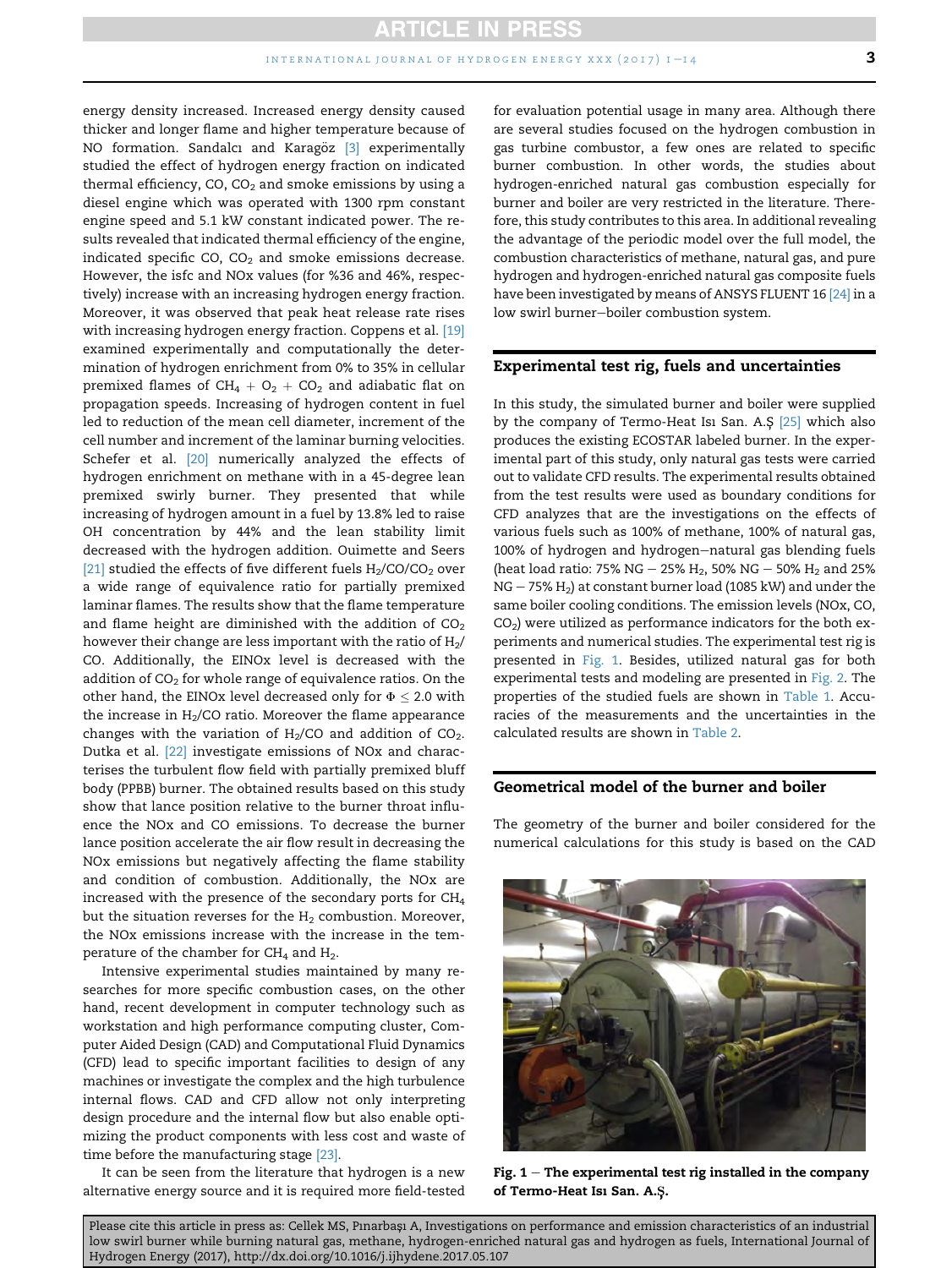energy density increased. Increased energy density caused thicker and longer flame and higher temperature because of NO formation. Sandalcı and Karagöz [3] experimentally studied the effect of hydrogen energy fraction on indicated thermal efficiency, CO, $CO_2$ and smoke emissions by using a diesel engine which was operated with 1300 rpm constant engine speed and 5.1 kW constant indicated power. The results revealed that indicated thermal efficiency of the engine, indicated specific CO, $CO_2$ and smoke emissions decrease. However, the isfc and NOx values (for %36 and 46%, respectively) increase with an increasing hydrogen energy fraction. Moreover, it was observed that peak heat release rate rises with increasing hydrogen energy fraction. Coppens et al. [19] examined experimentally and computationally the determination of hydrogen enrichment from 0% to 35% in cellular premixed flames of $CH_4 + O_2 + CO_2$ and adiabatic flat on propagation speeds. Increasing of hydrogen content in fuel led to reduction of the mean cell diameter, increment of the cell number and increment of the laminar burning velocities. Schefer et al. [20] numerically analyzed the effects of hydrogen enrichment on methane with in a 45-degree lean premixed swirly burner. They presented that while increasing of hydrogen amount in a fuel by 13.8% led to raise OH concentration by 44% and the lean stability limit decreased with the hydrogen addition. Ouimette and Seers [21] studied the effects of five different fuels $H_2$/CO/$CO_2$ over a wide range of equivalence ratio for partially premixed laminar flames. The results show that the flame temperature and flame height are diminished with the addition of $CO_2$ however their change are less important with the ratio of $H_2$/CO. Additionally, the EINOx level is decreased with the addition of $CO_2$ for whole range of equivalence ratios. On the other hand, the EINOx level decreased only for $\Phi \leq 2.0$ with the increase in $H_2$/CO ratio. Moreover the flame appearance changes with the variation of $H_2$/CO and addition of $CO_2$. Dutka et al. [22] investigate emissions of NOx and characterises the turbulent flow field with partially premixed bluff body (PPBB) burner. The obtained results based on this study show that lance position relative to the burner throat influence the NOx and CO emissions. To decrease the burner lance position accelerate the air flow result in decreasing the NOx emissions but negatively affecting the flame stability and condition of combustion. Additionally, the NOx are increased with the presence of the secondary ports for $CH_4$ but the situation reverses for the $H_2$ combustion. Moreover, the NOx emissions increase with the increase in the temperature of the chamber for $CH_4$ and $H_2$.

Intensive experimental studies maintained by many researches for more specific combustion cases, on the other hand, recent development in computer technology such as workstation and high performance computing cluster, Computer Aided Design (CAD) and Computational Fluid Dynamics (CFD) lead to specific important facilities to design of any machines or investigate the complex and the high turbulence internal flows. CAD and CFD allow not only interpreting design procedure and the internal flow but also enable optimizing the product components with less cost and waste of time before the manufacturing stage [23].

It can be seen from the literature that hydrogen is a new alternative energy source and it is required more field-tested for evaluation potential usage in many area. Although there are several studies focused on the hydrogen combustion in gas turbine combustor, a few ones are related to specific burner combustion. In other words, the studies about hydrogen-enriched natural gas combustion especially for burner and boiler are very restricted in the literature. Therefore, this study contributes to this area. In additional revealing the advantage of the periodic model over the full model, the combustion characteristics of methane, natural gas, and pure hydrogen and hydrogen-enriched natural gas composite fuels have been investigated by means of ANSYS FLUENT 16 [24] in a low swirl burner–boiler combustion system.

## Experimental test rig, fuels and uncertainties

In this study, the simulated burner and boiler were supplied by the company of Termo-Heat Isı San. A.Ş [25] which also produces the existing ECOSTAR labeled burner. In the experimental part of this study, only natural gas tests were carried out to validate CFD results. The experimental results obtained from the test results were used as boundary conditions for CFD analyzes that are the investigations on the effects of various fuels such as 100% of methane, 100% of natural gas, 100% of hydrogen and hydrogen–natural gas blending fuels (heat load ratio: 75% NG – 25% $H_2$, 50% NG – 50% $H_2$ and 25% NG – 75% $H_2$) at constant burner load (1085 kW) and under the same boiler cooling conditions. The emission levels (NOx, CO, $CO_2$) were utilized as performance indicators for the both experiments and numerical studies. The experimental test rig is presented in Fig. 1. Besides, utilized natural gas for both experimental tests and modeling are presented in Fig. 2. The properties of the studied fuels are shown in Table 1. Accuracies of the measurements and the uncertainties in the calculated results are shown in Table 2.

## Geometrical model of the burner and boiler

The geometry of the burner and boiler considered for the numerical calculations for this study is based on the CAD

Fig. 1 – The experimental test rig installed in the company of Termo-Heat Isı San. A.Ş.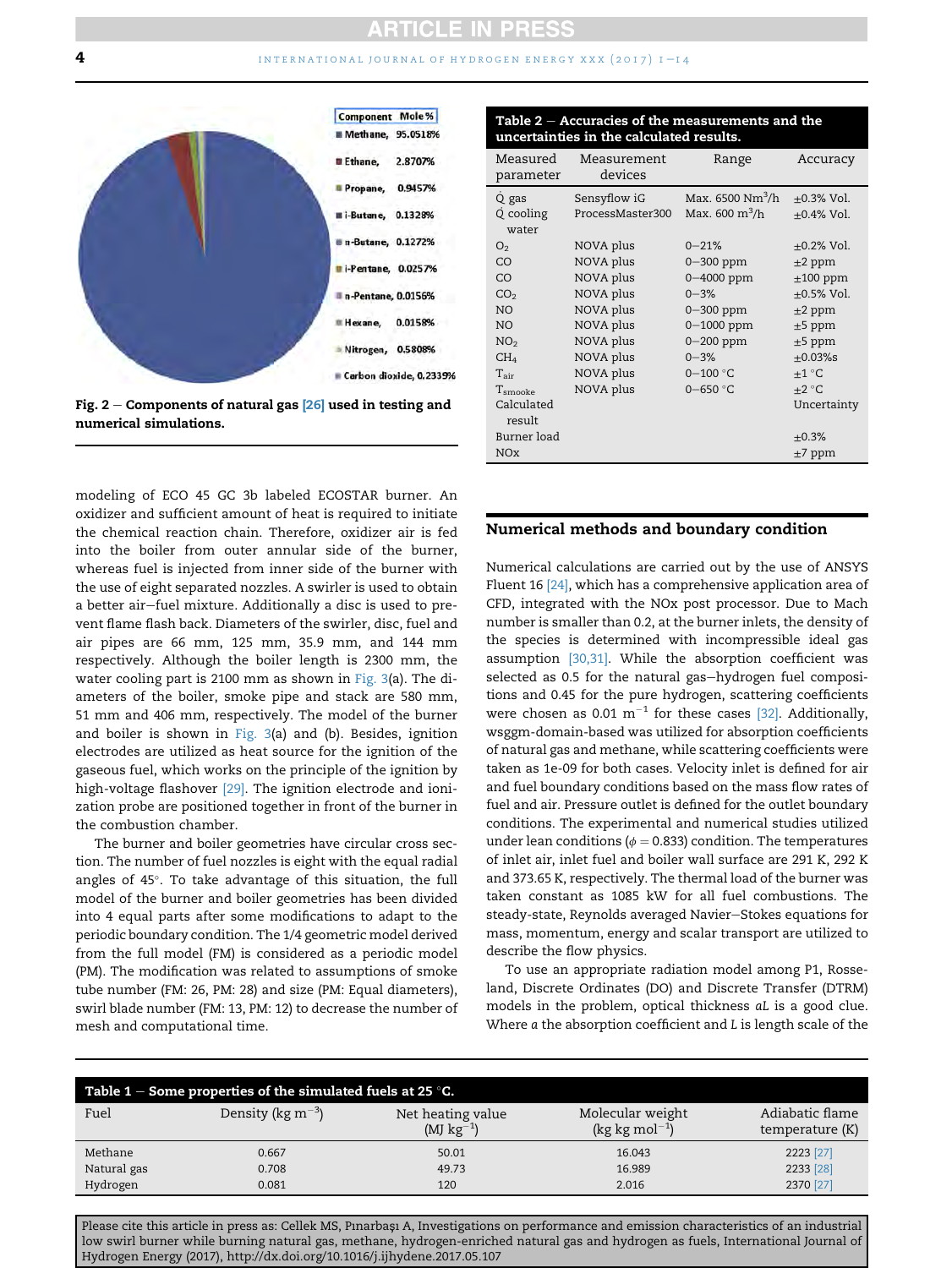Component Mole %
- Methane, 95.0518%
- Ethane, 2.8707%
- Propane, 0.9457%
- i-Butane, 0.1328%
- n-Butane, 0.1272%
- i-Pentane, 0.0257%
- n-Pentane, 0.0156%
- Hexane, 0.0158%
- Nitrogen, 0.5808%
- Carbon dioxide, 0.2339%

**Fig. 2 – Components of natural gas [26] used in testing and numerical simulations.**

**Table 2 – Accuracies of the measurements and the uncertainties in the calculated results.**

| Measured parameter | Measurement devices | Range | Accuracy |
|---|---|---|---|
| $\dot{Q}$ gas | Sensyflow iG | Max. 6500 $Nm^3/h$ | ±0.3% Vol. |
| $\dot{Q}$ cooling water | ProcessMaster300 | Max. 600 $m^3/h$ | ±0.4% Vol. |
| $O_2$ | NOVA plus | 0–21% | ±0.2% Vol. |
| CO | NOVA plus | 0–300 ppm | ±2 ppm |
| CO | NOVA plus | 0–4000 ppm | ±100 ppm |
| $CO_2$ | NOVA plus | 0–3% | ±0.5% Vol. |
| NO | NOVA plus | 0–300 ppm | ±2 ppm |
| NO | NOVA plus | 0–1000 ppm | ±5 ppm |
| $NO_2$ | NOVA plus | 0–200 ppm | ±5 ppm |
| $CH_4$ | NOVA plus | 0–3% | ±0.03%s |
| $T_{air}$ | NOVA plus | 0–100 °C | ±1 °C |
| $T_{smooke}$ | NOVA plus | 0–650 °C | ±2 °C |
| Calculated result | | | Uncertainty |
| Burner load | | | ±0.3% |
| NOx | | | ±7 ppm |

modeling of ECO 45 GC 3b labeled ECOSTAR burner. An oxidizer and sufficient amount of heat is required to initiate the chemical reaction chain. Therefore, oxidizer air is fed into the boiler from outer annular side of the burner, whereas fuel is injected from inner side of the burner with the use of eight separated nozzles. A swirler is used to obtain a better air–fuel mixture. Additionally a disc is used to prevent flame flash back. Diameters of the swirler, disc, fuel and air pipes are 66 mm, 125 mm, 35.9 mm, and 144 mm respectively. Although the boiler length is 2300 mm, the water cooling part is 2100 mm as shown in Fig. 3(a). The diameters of the boiler, smoke pipe and stack are 580 mm, 51 mm and 406 mm, respectively. The model of the burner and boiler is shown in Fig. 3(a) and (b). Besides, ignition electrodes are utilized as heat source for the ignition of the gaseous fuel, which works on the principle of the ignition by high-voltage flashover [29]. The ignition electrode and ionization probe are positioned together in front of the burner in the combustion chamber.

The burner and boiler geometries have circular cross section. The number of fuel nozzles is eight with the equal radial angles of 45°. To take advantage of this situation, the full model of the burner and boiler geometries has been divided into 4 equal parts after some modifications to adapt to the periodic boundary condition. The 1/4 geometric model derived from the full model (FM) is considered as a periodic model (PM). The modification was related to assumptions of smoke tube number (FM: 26, PM: 28) and size (PM: Equal diameters), swirl blade number (FM: 13, PM: 12) to decrease the number of mesh and computational time.

## Numerical methods and boundary condition

Numerical calculations are carried out by the use of ANSYS Fluent 16 [24], which has a comprehensive application area of CFD, integrated with the NOx post processor. Due to Mach number is smaller than 0.2, at the burner inlets, the density of the species is determined with incompressible ideal gas assumption [30,31]. While the absorption coefficient was selected as 0.5 for the natural gas–hydrogen fuel compositions and 0.45 for the pure hydrogen, scattering coefficients were chosen as 0.01 $m^{-1}$ for these cases [32]. Additionally, wsggm-domain-based was utilized for absorption coefficients of natural gas and methane, while scattering coefficients were taken as 1e-09 for both cases. Velocity inlet is defined for air and fuel boundary conditions based on the mass flow rates of fuel and air. Pressure outlet is defined for the outlet boundary conditions. The experimental and numerical studies utilized under lean conditions ($\phi = 0.833$) condition. The temperatures of inlet air, inlet fuel and boiler wall surface are 291 K, 292 K and 373.65 K, respectively. The thermal load of the burner was taken constant as 1085 kW for all fuel combustions. The steady-state, Reynolds averaged Navier–Stokes equations for mass, momentum, energy and scalar transport are utilized to describe the flow physics.

To use an appropriate radiation model among P1, Rosseland, Discrete Ordinates (DO) and Discrete Transfer (DTRM) models in the problem, optical thickness $aL$ is a good clue. Where $a$ the absorption coefficient and $L$ is length scale of the

**Table 1 – Some properties of the simulated fuels at 25 °C.**

| Fuel | Density (kg $m^{-3}$) | Net heating value (MJ $kg^{-1}$) | Molecular weight (kg kg $mol^{-1}$) | Adiabatic flame temperature (K) |
|---|---|---|---|---|
| Methane | 0.667 | 50.01 | 16.043 | 2223 [27] |
| Natural gas | 0.708 | 49.73 | 16.989 | 2233 [28] |
| Hydrogen | 0.081 | 120 | 2.016 | 2370 [27] |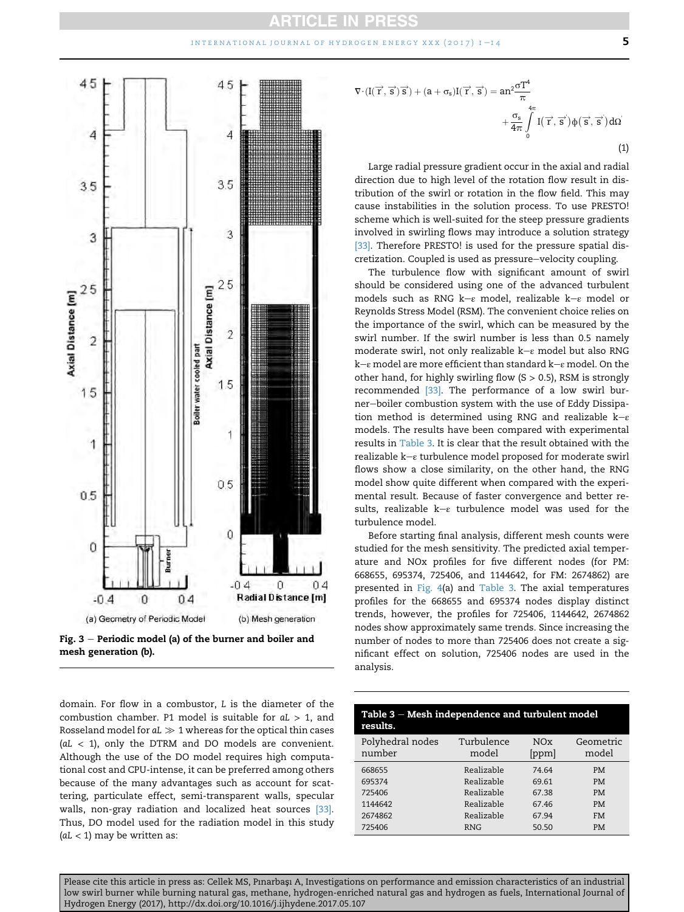Fig. 3 – Periodic model (a) of the burner and boiler and mesh generation (b).

domain. For flow in a combustor, $L$ is the diameter of the combustion chamber. P1 model is suitable for $aL > 1$, and Rosseland model for $aL \gg 1$ whereas for the optical thin cases ($aL < 1$), only the DTRM and DO models are convenient. Although the use of the DO model requires high computational cost and CPU-intense, it can be preferred among others because of the many advantages such as account for scattering, particulate effect, semi-transparent walls, specular walls, non-gray radiation and localized heat sources [33]. Thus, DO model used for the radiation model in this study ($aL < 1$) may be written as:

$$\nabla \cdot (I(\vec{r}, \vec{s})\vec{s}) + (a + \sigma_s) I(\vec{r}, \vec{s}) = an^2 \frac{\sigma T^4}{\pi} + \frac{\sigma_s}{4\pi} \int_0^{4\pi} I(\vec{r}, \vec{s}') \phi(\vec{s}, \vec{s}') d\Omega' \quad (1)$$

Large radial pressure gradient occur in the axial and radial direction due to high level of the rotation flow result in distribution of the swirl or rotation in the flow field. This may cause instabilities in the solution process. To use PRESTO! scheme which is well-suited for the steep pressure gradients involved in swirling flows may introduce a solution strategy [33]. Therefore PRESTO! is used for the pressure spatial discretization. Coupled is used as pressure–velocity coupling.

The turbulence flow with significant amount of swirl should be considered using one of the advanced turbulent models such as RNG k–ε model, realizable k–ε model or Reynolds Stress Model (RSM). The convenient choice relies on the importance of the swirl, which can be measured by the swirl number. If the swirl number is less than 0.5 namely moderate swirl, not only realizable k–ε model but also RNG k–ε model are more efficient than standard k–ε model. On the other hand, for highly swirling flow (S > 0.5), RSM is strongly recommended [33]. The performance of a low swirl burner–boiler combustion system with the use of Eddy Dissipation method is determined using RNG and realizable k–ε models. The results have been compared with experimental results in Table 3. It is clear that the result obtained with the realizable k–ε turbulence model proposed for moderate swirl flows show a close similarity, on the other hand, the RNG model show quite different when compared with the experimental result. Because of faster convergence and better results, realizable k–ε turbulence model was used for the turbulence model.

Before starting final analysis, different mesh counts were studied for the mesh sensitivity. The predicted axial temperature and NOx profiles for five different nodes (for PM: 668655, 695374, 725406, and 1144642, for FM: 2674862) are presented in Fig. 4(a) and Table 3. The axial temperatures profiles for the 668655 and 695374 nodes display distinct trends, however, the profiles for 725406, 1144642, 2674862 nodes show approximately same trends. Since increasing the number of nodes to more than 725406 does not create a significant effect on solution, 725406 nodes are used in the analysis.

**Table 3 – Mesh independence and turbulent model results.**

| Polyhedral nodes number | Turbulence model | NOx [ppm] | Geometric model |
|---|---|---|---|
| 668655 | Realizable | 74.64 | PM |
| 695374 | Realizable | 69.61 | PM |
| 725406 | Realizable | 67.38 | PM |
| 1144642 | Realizable | 67.46 | PM |
| 2674862 | Realizable | 67.94 | FM |
| 725406 | RNG | 50.50 | PM |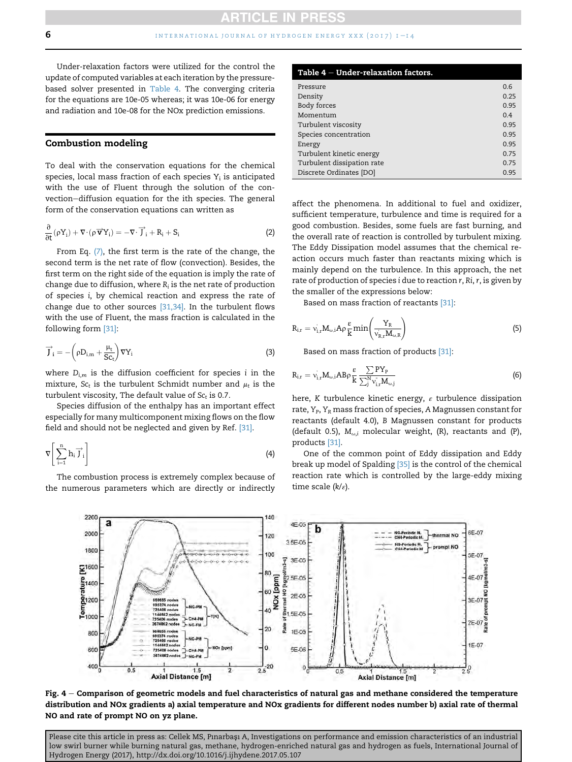Under-relaxation factors were utilized for the control the update of computed variables at each iteration by the pressure-based solver presented in Table 4. The converging criteria for the equations are 10e-05 whereas; it was 10e-06 for energy and radiation and 10e-08 for the NOx prediction emissions.

**Table 4 – Under-relaxation factors.**

| | |
|---|---|
| Pressure | 0.6 |
| Density | 0.25 |
| Body forces | 0.95 |
| Momentum | 0.4 |
| Turbulent viscosity | 0.95 |
| Species concentration | 0.95 |
| Energy | 0.95 |
| Turbulent kinetic energy | 0.75 |
| Turbulent dissipation rate | 0.75 |
| Discrete Ordinates [DO] | 0.95 |

## Combustion modeling

To deal with the conservation equations for the chemical species, local mass fraction of each species $Y_i$ is anticipated with the use of Fluent through the solution of the convection–diffusion equation for the ith species. The general form of the conservation equations can written as

$$\frac{\partial}{\partial t}(\rho Y_i) + \nabla\cdot(\rho \vec{v} Y_i) = -\nabla\cdot \vec{J}_i + R_i + S_i \tag{2}$$

From Eq. (7), the first term is the rate of the change, the second term is the net rate of flow (convection). Besides, the first term on the right side of the equation is imply the rate of change due to diffusion, where $R_i$ is the net rate of production of species i, by chemical reaction and express the rate of change due to other sources [31,34]. In the turbulent flows with the use of Fluent, the mass fraction is calculated in the following form [31]:

$$\vec{J}_i = -\left(\rho D_{i,m} + \frac{\mu_t}{Sc_t}\right)\nabla Y_i \tag{3}$$

where $D_{i,m}$ is the diffusion coefficient for species i in the mixture, $Sc_t$ is the turbulent Schmidt number and $\mu_t$ is the turbulent viscosity, The default value of $Sc_t$ is 0.7.

Species diffusion of the enthalpy has an important effect especially for many multicomponent mixing flows on the flow field and should not be neglected and given by Ref. [31].

$$\nabla\left[\sum_{i=1}^{n} h_i \vec{J}_i\right] \tag{4}$$

The combustion process is extremely complex because of the numerous parameters which are directly or indirectly affect the phenomena. In additional to fuel and oxidizer, sufficient temperature, turbulence and time is required for a good combustion. Besides, some fuels are fast burning, and the overall rate of reaction is controlled by turbulent mixing. The Eddy Dissipation model assumes that the chemical reaction occurs much faster than reactants mixing which is mainly depend on the turbulence. In this approach, the net rate of production of species i due to reaction r, Ri, r, is given by the smaller of the expressions below:

Based on mass fraction of reactants [31]:

$$R_{i,r} = v'_{i,r} M_{\omega,i} A \rho \frac{\varepsilon}{k} \min\left(\frac{Y_R}{v'_{R,r} M_{\omega,R}}\right) \tag{5}$$

Based on mass fraction of products [31]:

$$R_{i,r} = v'_{i,r} M_{\omega,i} A B \rho \frac{\varepsilon}{k} \frac{\sum P Y_P}{\sum_j^N v'_{i,r} M_{\omega,j}} \tag{6}$$

here, K turbulence kinetic energy, $\varepsilon$ turbulence dissipation rate, $Y_P$, $Y_R$ mass fraction of species, A Magnussen constant for reactants (default 4.0), B Magnussen constant for products (default 0.5), $M_{\omega,i}$ molecular weight, (R), reactants and (P), products [31].

One of the common point of Eddy dissipation and Eddy break up model of Spalding [35] is the control of the chemical reaction rate which is controlled by the large-eddy mixing time scale ($k/\varepsilon$).

**Fig. 4 – Comparison of geometric models and fuel characteristics of natural gas and methane considered the temperature distribution and NOx gradients a) axial temperature and NOx gradients for different nodes number b) axial rate of thermal NO and rate of prompt NO on yz plane.**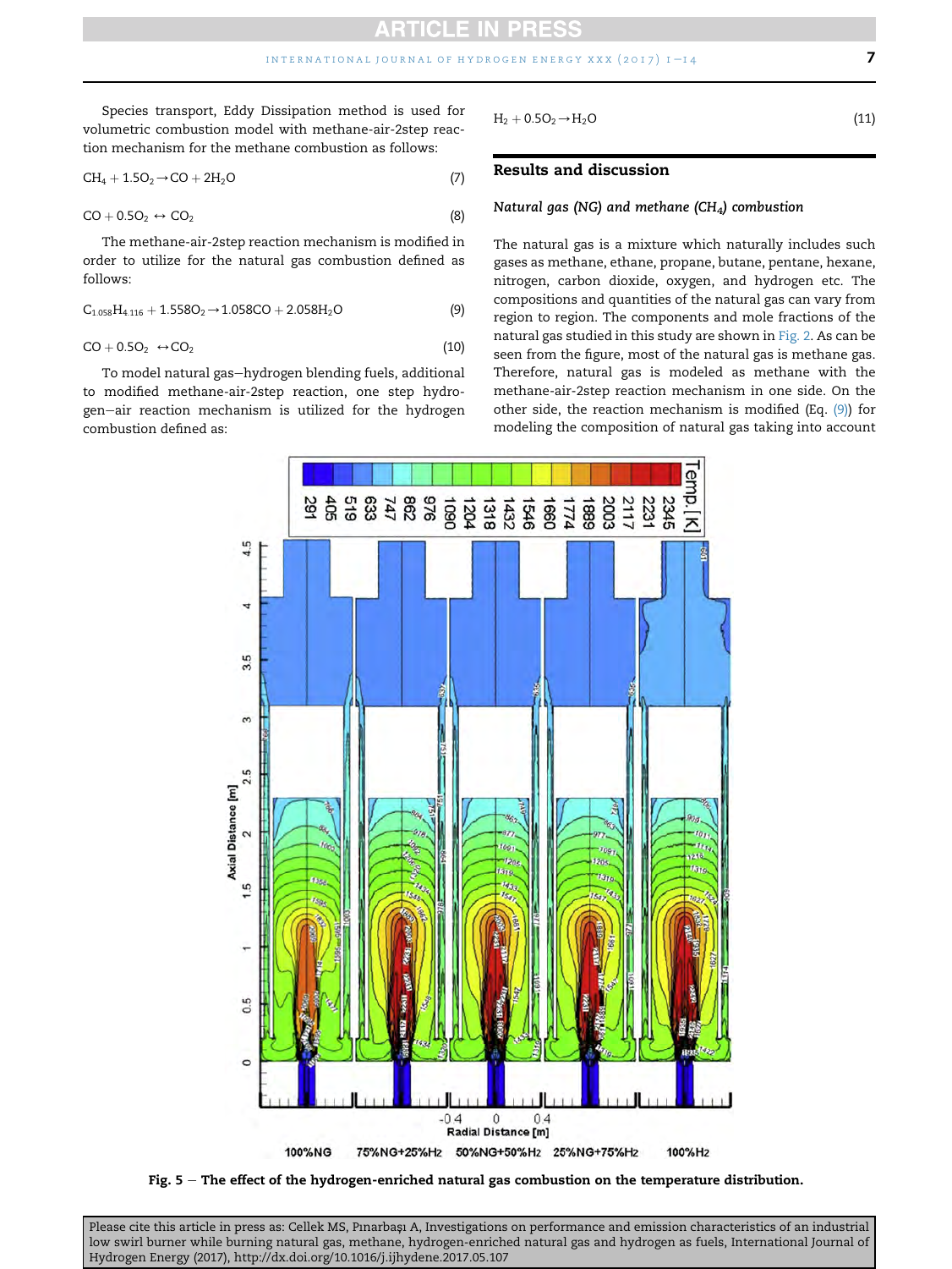Species transport, Eddy Dissipation method is used for volumetric combustion model with methane-air-2step reaction mechanism for the methane combustion as follows:

$$CH_4 + 1.5O_2 \rightarrow CO + 2H_2O \tag{7}$$

$$CO + 0.5O_2 \leftrightarrow CO_2 \tag{8}$$

The methane-air-2step reaction mechanism is modified in order to utilize for the natural gas combustion defined as follows:

$$C_{1.058}H_{4.116} + 1.558O_2 \rightarrow 1.058CO + 2.058H_2O \tag{9}$$

$$CO + 0.5O_2 \leftrightarrow CO_2 \tag{10}$$

To model natural gas–hydrogen blending fuels, additional to modified methane-air-2step reaction, one step hydrogen–air reaction mechanism is utilized for the hydrogen combustion defined as:

$$H_2 + 0.5O_2 \rightarrow H_2O \tag{11}$$

## Results and discussion

### *Natural gas (NG) and methane ($CH_4$) combustion*

The natural gas is a mixture which naturally includes such gases as methane, ethane, propane, butane, pentane, hexane, nitrogen, carbon dioxide, oxygen, and hydrogen etc. The compositions and quantities of the natural gas can vary from region to region. The components and mole fractions of the natural gas studied in this study are shown in Fig. 2. As can be seen from the figure, most of the natural gas is methane gas. Therefore, natural gas is modeled as methane with the methane-air-2step reaction mechanism in one side. On the other side, the reaction mechanism is modified (Eq. (9)) for modeling the composition of natural gas taking into account

**Fig. 5 – The effect of the hydrogen-enriched natural gas combustion on the temperature distribution.**

Please cite this article in press as: Cellek MS, Pınarbaşı A, Investigations on performance and emission characteristics of an industrial low swirl burner while burning natural gas, methane, hydrogen-enriched natural gas and hydrogen as fuels, International Journal of Hydrogen Energy (2017), http://dx.doi.org/10.1016/j.ijhydene.2017.05.107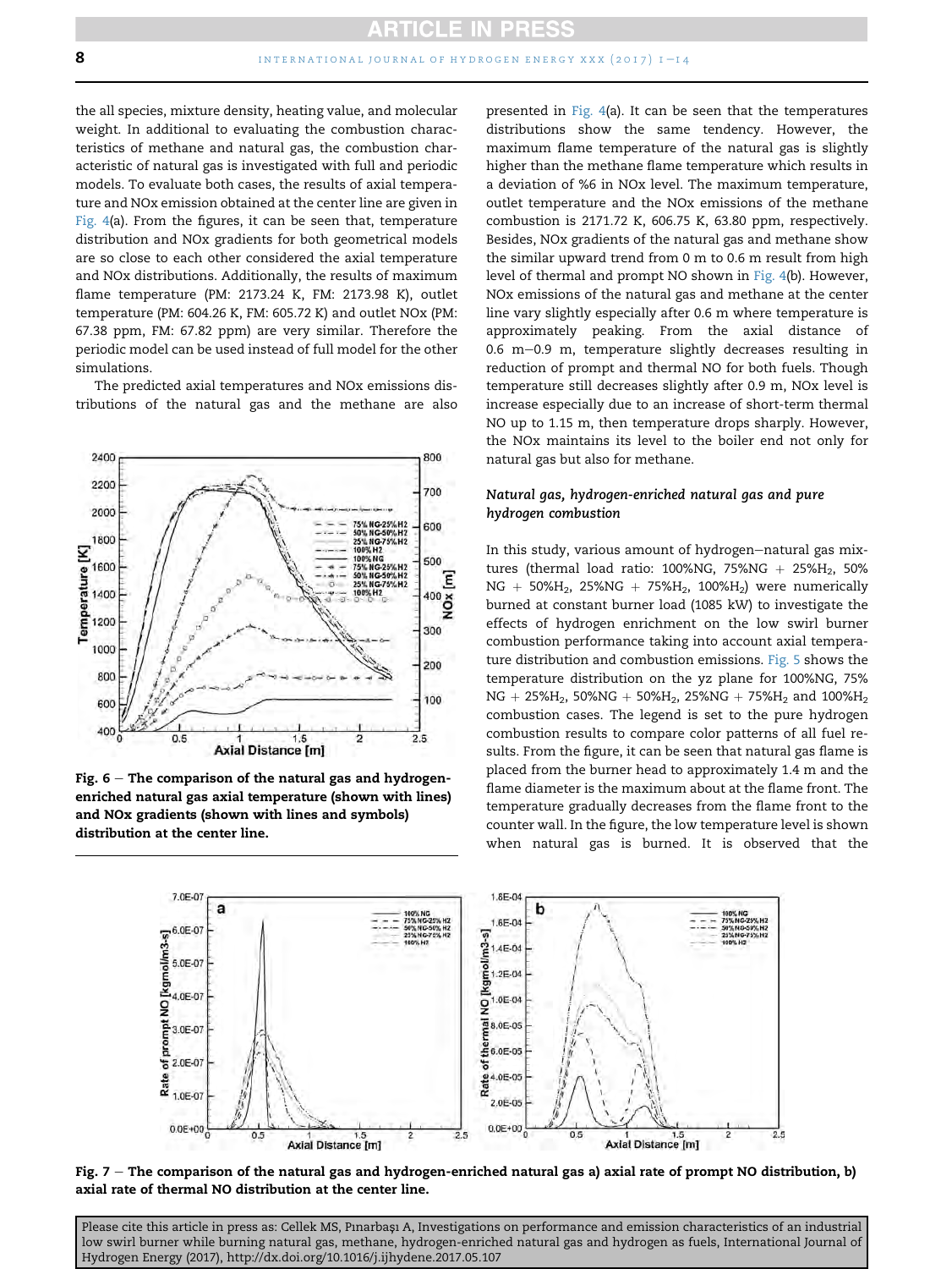the all species, mixture density, heating value, and molecular weight. In additional to evaluating the combustion characteristics of methane and natural gas, the combustion characteristic of natural gas is investigated with full and periodic models. To evaluate both cases, the results of axial temperature and NOx emission obtained at the center line are given in Fig. 4(a). From the figures, it can be seen that, temperature distribution and NOx gradients for both geometrical models are so close to each other considered the axial temperature and NOx distributions. Additionally, the results of maximum flame temperature (PM: 2173.24 K, FM: 2173.98 K), outlet temperature (PM: 604.26 K, FM: 605.72 K) and outlet NOx (PM: 67.38 ppm, FM: 67.82 ppm) are very similar. Therefore the periodic model can be used instead of full model for the other simulations.

The predicted axial temperatures and NOx emissions distributions of the natural gas and the methane are also presented in Fig. 4(a). It can be seen that the temperatures distributions show the same tendency. However, the maximum flame temperature of the natural gas is slightly higher than the methane flame temperature which results in a deviation of %6 in NOx level. The maximum temperature, outlet temperature and the NOx emissions of the methane combustion is 2171.72 K, 606.75 K, 63.80 ppm, respectively. Besides, NOx gradients of the natural gas and methane show the similar upward trend from 0 m to 0.6 m result from high level of thermal and prompt NO shown in Fig. 4(b). However, NOx emissions of the natural gas and methane at the center line vary slightly especially after 0.6 m where temperature is approximately peaking. From the axial distance of 0.6 m–0.9 m, temperature slightly decreases resulting in reduction of prompt and thermal NO for both fuels. Though temperature still decreases slightly after 0.9 m, NOx level is increase especially due to an increase of short-term thermal NO up to 1.15 m, then temperature drops sharply. However, the NOx maintains its level to the boiler end not only for natural gas but also for methane.

Fig. 6 – The comparison of the natural gas and hydrogen-enriched natural gas axial temperature (shown with lines) and NOx gradients (shown with lines and symbols) distribution at the center line.

### Natural gas, hydrogen-enriched natural gas and pure hydrogen combustion

In this study, various amount of hydrogen–natural gas mixtures (thermal load ratio: 100%NG, 75%NG + 25%$H_2$, 50% NG + 50%$H_2$, 25%NG + 75%$H_2$, 100%$H_2$) were numerically burned at constant burner load (1085 kW) to investigate the effects of hydrogen enrichment on the low swirl burner combustion performance taking into account axial temperature distribution and combustion emissions. Fig. 5 shows the temperature distribution on the yz plane for 100%NG, 75% NG + 25%$H_2$, 50%NG + 50%$H_2$, 25%NG + 75%$H_2$ and 100%$H_2$ combustion cases. The legend is set to the pure hydrogen combustion results to compare color patterns of all fuel results. From the figure, it can be seen that natural gas flame is placed from the burner head to approximately 1.4 m and the flame diameter is the maximum about at the flame front. The temperature gradually decreases from the flame front to the counter wall. In the figure, the low temperature level is shown when natural gas is burned. It is observed that the

Fig. 7 – The comparison of the natural gas and hydrogen-enriched natural gas a) axial rate of prompt NO distribution, b) axial rate of thermal NO distribution at the center line.

Please cite this article in press as: Cellek MS, Pınarbaşı A, Investigations on performance and emission characteristics of an industrial low swirl burner while burning natural gas, methane, hydrogen-enriched natural gas and hydrogen as fuels, International Journal of Hydrogen Energy (2017), http://dx.doi.org/10.1016/j.ijhydene.2017.05.107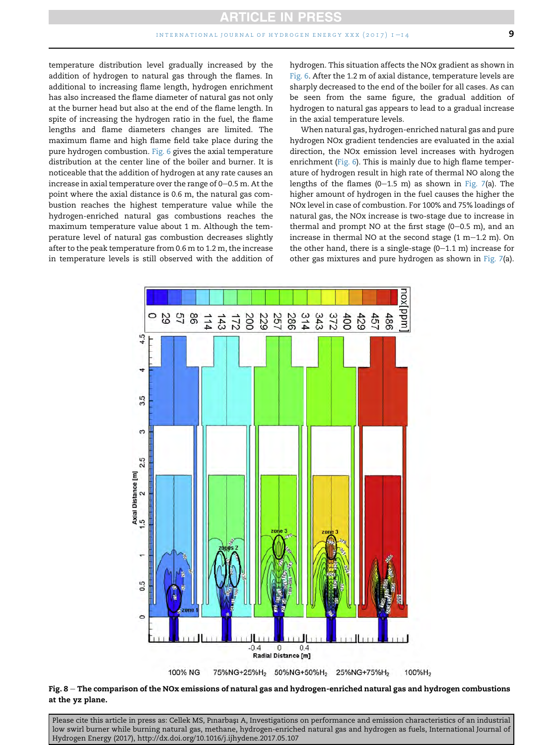temperature distribution level gradually increased by the addition of hydrogen to natural gas through the flames. In additional to increasing flame length, hydrogen enrichment has also increased the flame diameter of natural gas not only at the burner head but also at the end of the flame length. In spite of increasing the hydrogen ratio in the fuel, the flame lengths and flame diameters changes are limited. The maximum flame and high flame field take place during the pure hydrogen combustion. Fig. 6 gives the axial temperature distribution at the center line of the boiler and burner. It is noticeable that the addition of hydrogen at any rate causes an increase in axial temperature over the range of 0–0.5 m. At the point where the axial distance is 0.6 m, the natural gas combustion reaches the highest temperature value while the hydrogen-enriched natural gas combustions reaches the maximum temperature value about 1 m. Although the temperature level of natural gas combustion decreases slightly after to the peak temperature from 0.6 m to 1.2 m, the increase in temperature levels is still observed with the addition of hydrogen. This situation affects the NOx gradient as shown in Fig. 6. After the 1.2 m of axial distance, temperature levels are sharply decreased to the end of the boiler for all cases. As can be seen from the same figure, the gradual addition of hydrogen to natural gas appears to lead to a gradual increase in the axial temperature levels.

When natural gas, hydrogen-enriched natural gas and pure hydrogen NOx gradient tendencies are evaluated in the axial direction, the NOx emission level increases with hydrogen enrichment (Fig. 6). This is mainly due to high flame temperature of hydrogen result in high rate of thermal NO along the lengths of the flames (0–1.5 m) as shown in Fig. 7(a). The higher amount of hydrogen in the fuel causes the higher the NOx level in case of combustion. For 100% and 75% loadings of natural gas, the NOx increase is two-stage due to increase in thermal and prompt NO at the first stage (0–0.5 m), and an increase in thermal NO at the second stage (1 m–1.2 m). On the other hand, there is a single-stage (0–1.1 m) increase for other gas mixtures and pure hydrogen as shown in Fig. 7(a).

**Fig. 8 – The comparison of the NOx emissions of natural gas and hydrogen-enriched natural gas and hydrogen combustions at the yz plane.**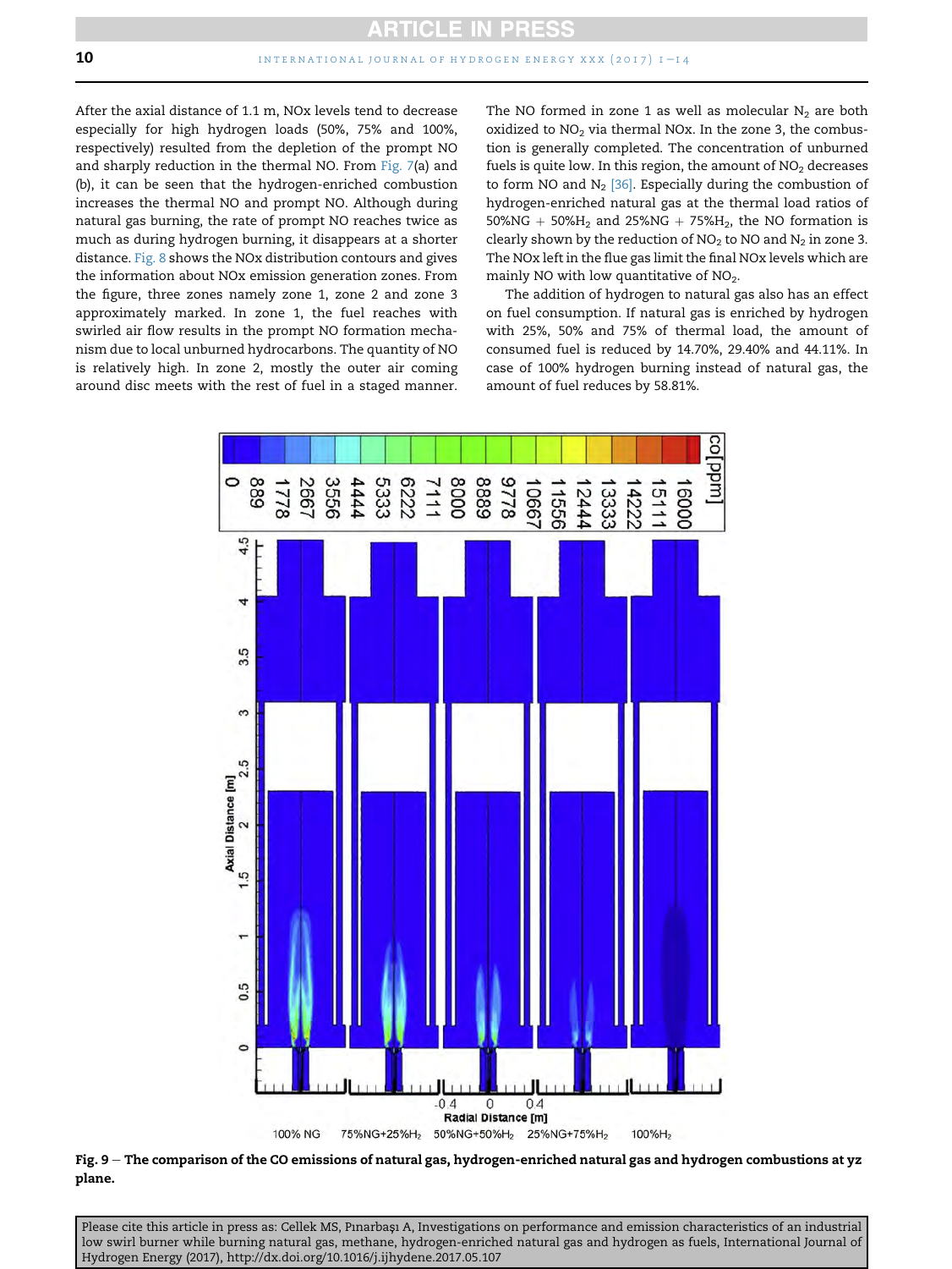After the axial distance of 1.1 m, NOx levels tend to decrease especially for high hydrogen loads (50%, 75% and 100%, respectively) resulted from the depletion of the prompt NO and sharply reduction in the thermal NO. From Fig. 7(a) and (b), it can be seen that the hydrogen-enriched combustion increases the thermal NO and prompt NO. Although during natural gas burning, the rate of prompt NO reaches twice as much as during hydrogen burning, it disappears at a shorter distance. Fig. 8 shows the NOx distribution contours and gives the information about NOx emission generation zones. From the figure, three zones namely zone 1, zone 2 and zone 3 approximately marked. In zone 1, the fuel reaches with swirled air flow results in the prompt NO formation mechanism due to local unburned hydrocarbons. The quantity of NO is relatively high. In zone 2, mostly the outer air coming around disc meets with the rest of fuel in a staged manner. The NO formed in zone 1 as well as molecular $N_2$ are both oxidized to $NO_2$ via thermal NOx. In the zone 3, the combustion is generally completed. The concentration of unburned fuels is quite low. In this region, the amount of $NO_2$ decreases to form NO and $N_2$ [36]. Especially during the combustion of hydrogen-enriched natural gas at the thermal load ratios of 50%NG + 50%$H_2$ and 25%NG + 75%$H_2$, the NO formation is clearly shown by the reduction of $NO_2$ to NO and $N_2$ in zone 3. The NOx left in the flue gas limit the final NOx levels which are mainly NO with low quantitative of $NO_2$.

The addition of hydrogen to natural gas also has an effect on fuel consumption. If natural gas is enriched by hydrogen with 25%, 50% and 75% of thermal load, the amount of consumed fuel is reduced by 14.70%, 29.40% and 44.11%. In case of 100% hydrogen burning instead of natural gas, the amount of fuel reduces by 58.81%.

Fig. 9 – The comparison of the CO emissions of natural gas, hydrogen-enriched natural gas and hydrogen combustions at yz plane.

Please cite this article in press as: Cellek MS, Pınarbaşı A, Investigations on performance and emission characteristics of an industrial low swirl burner while burning natural gas, methane, hydrogen-enriched natural gas and hydrogen as fuels, International Journal of Hydrogen Energy (2017), http://dx.doi.org/10.1016/j.ijhydene.2017.05.107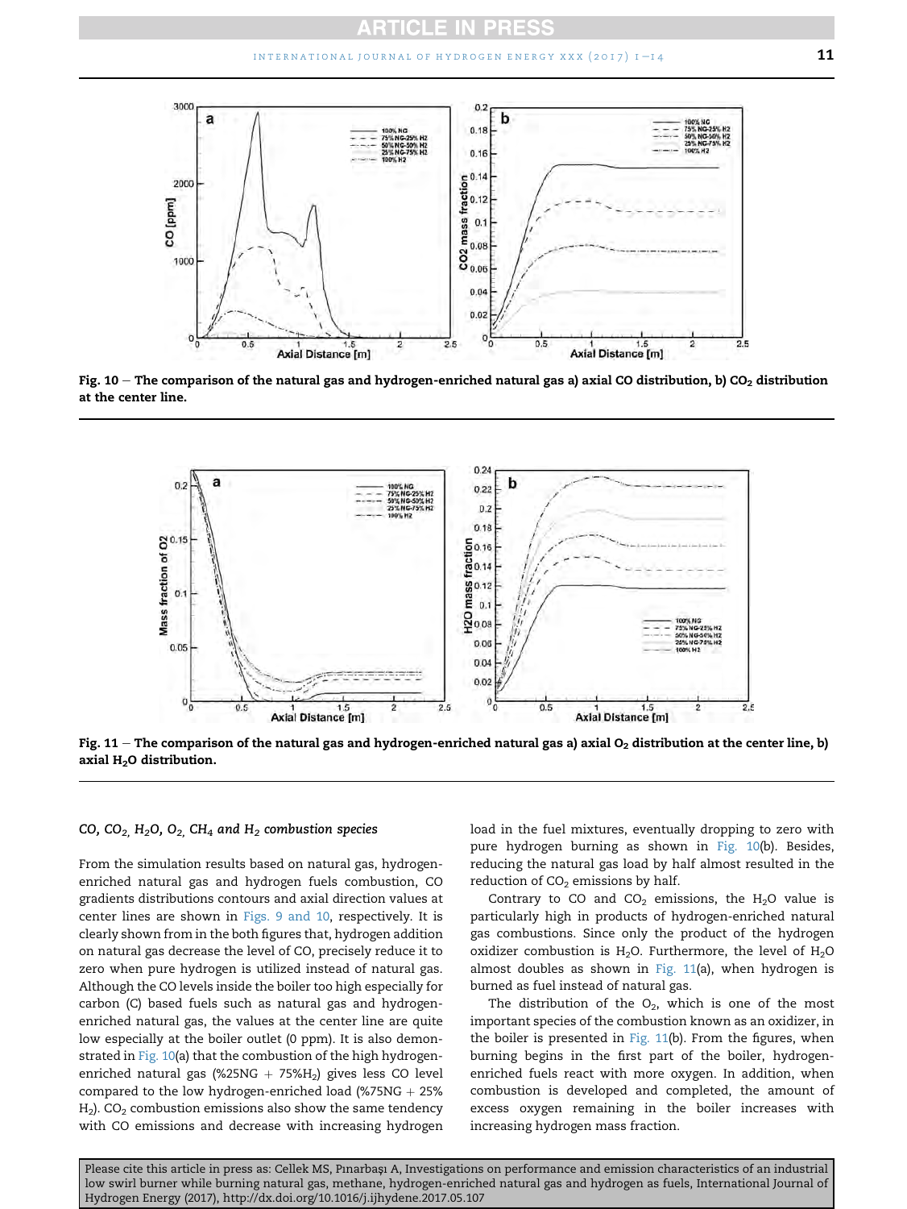Fig. 10 – The comparison of the natural gas and hydrogen-enriched natural gas a) axial CO distribution, b) $CO_2$ distribution at the center line.

Fig. 11 – The comparison of the natural gas and hydrogen-enriched natural gas a) axial $O_2$ distribution at the center line, b) axial $H_2O$ distribution.

### CO, $CO_2$, $H_2O$, $O_2$, $CH_4$ and $H_2$ combustion species

From the simulation results based on natural gas, hydrogen-enriched natural gas and hydrogen fuels combustion, CO gradients distributions contours and axial direction values at center lines are shown in Figs. 9 and 10, respectively. It is clearly shown from in the both figures that, hydrogen addition on natural gas decrease the level of CO, precisely reduce it to zero when pure hydrogen is utilized instead of natural gas. Although the CO levels inside the boiler too high especially for carbon (C) based fuels such as natural gas and hydrogen-enriched natural gas, the values at the center line are quite low especially at the boiler outlet (0 ppm). It is also demonstrated in Fig. 10(a) that the combustion of the high hydrogen-enriched natural gas (%25NG + 75%$H_2$) gives less CO level compared to the low hydrogen-enriched load (%75NG + 25% $H_2$). $CO_2$ combustion emissions also show the same tendency with CO emissions and decrease with increasing hydrogen load in the fuel mixtures, eventually dropping to zero with pure hydrogen burning as shown in Fig. 10(b). Besides, reducing the natural gas load by half almost resulted in the reduction of $CO_2$ emissions by half.

Contrary to CO and $CO_2$ emissions, the $H_2O$ value is particularly high in products of hydrogen-enriched natural gas combustions. Since only the product of the hydrogen oxidizer combustion is $H_2O$. Furthermore, the level of $H_2O$ almost doubles as shown in Fig. 11(a), when hydrogen is burned as fuel instead of natural gas.

The distribution of the $O_2$, which is one of the most important species of the combustion known as an oxidizer, in the boiler is presented in Fig. 11(b). From the figures, when burning begins in the first part of the boiler, hydrogen-enriched fuels react with more oxygen. In addition, when combustion is developed and completed, the amount of excess oxygen remaining in the boiler increases with increasing hydrogen mass fraction.

Please cite this article in press as: Cellek MS, Pınarbaşı A, Investigations on performance and emission characteristics of an industrial low swirl burner while burning natural gas, methane, hydrogen-enriched natural gas and hydrogen as fuels, International Journal of Hydrogen Energy (2017), http://dx.doi.org/10.1016/j.ijhydene.2017.05.107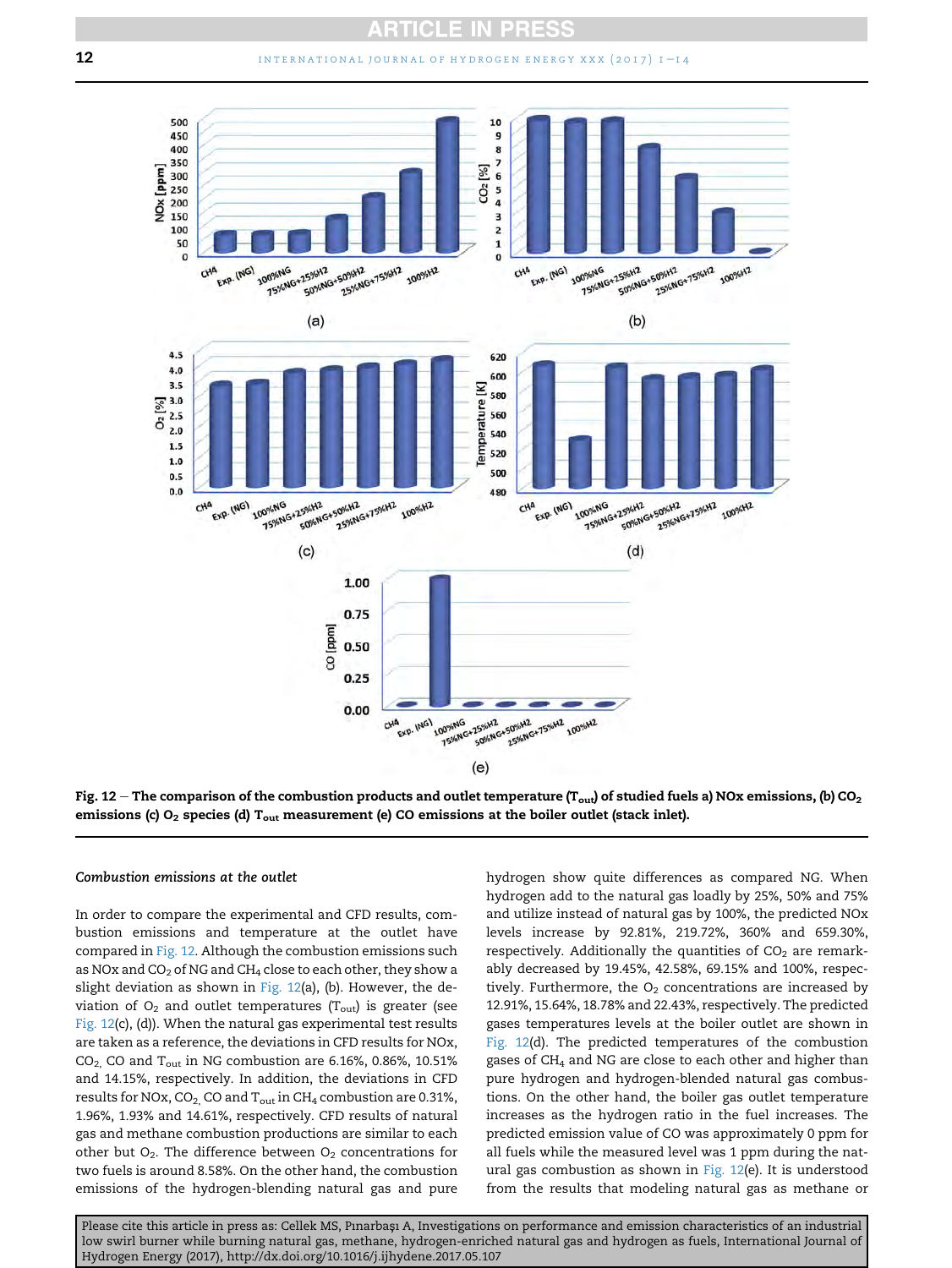Fig. 12 – The comparison of the combustion products and outlet temperature ($T_{out}$) of studied fuels a) NOx emissions, (b) $CO_2$ emissions (c) $O_2$ species (d) $T_{out}$ measurement (e) CO emissions at the boiler outlet (stack inlet).

### *Combustion emissions at the outlet*

In order to compare the experimental and CFD results, combustion emissions and temperature at the outlet have compared in Fig. 12. Although the combustion emissions such as NOx and $CO_2$ of NG and $CH_4$ close to each other, they show a slight deviation as shown in Fig. 12(a), (b). However, the deviation of $O_2$ and outlet temperatures ($T_{out}$) is greater (see Fig. 12(c), (d)). When the natural gas experimental test results are taken as a reference, the deviations in CFD results for NOx, $CO_2$, CO and $T_{out}$ in NG combustion are 6.16%, 0.86%, 10.51% and 14.15%, respectively. In addition, the deviations in CFD results for NOx, $CO_2$, CO and $T_{out}$ in $CH_4$ combustion are 0.31%, 1.96%, 1.93% and 14.61%, respectively. CFD results of natural gas and methane combustion productions are similar to each other but $O_2$. The difference between $O_2$ concentrations for two fuels is around 8.58%. On the other hand, the combustion emissions of the hydrogen-blending natural gas and pure hydrogen show quite differences as compared NG. When hydrogen add to the natural gas loadly by 25%, 50% and 75% and utilize instead of natural gas by 100%, the predicted NOx levels increase by 92.81%, 219.72%, 360% and 659.30%, respectively. Additionally the quantities of $CO_2$ are remarkably decreased by 19.45%, 42.58%, 69.15% and 100%, respectively. Furthermore, the $O_2$ concentrations are increased by 12.91%, 15.64%, 18.78% and 22.43%, respectively. The predicted gases temperatures levels at the boiler outlet are shown in Fig. 12(d). The predicted temperatures of the combustion gases of $CH_4$ and NG are close to each other and higher than pure hydrogen and hydrogen-blended natural gas combustions. On the other hand, the boiler gas outlet temperature increases as the hydrogen ratio in the fuel increases. The predicted emission value of CO was approximately 0 ppm for all fuels while the measured level was 1 ppm during the natural gas combustion as shown in Fig. 12(e). It is understood from the results that modeling natural gas as methane or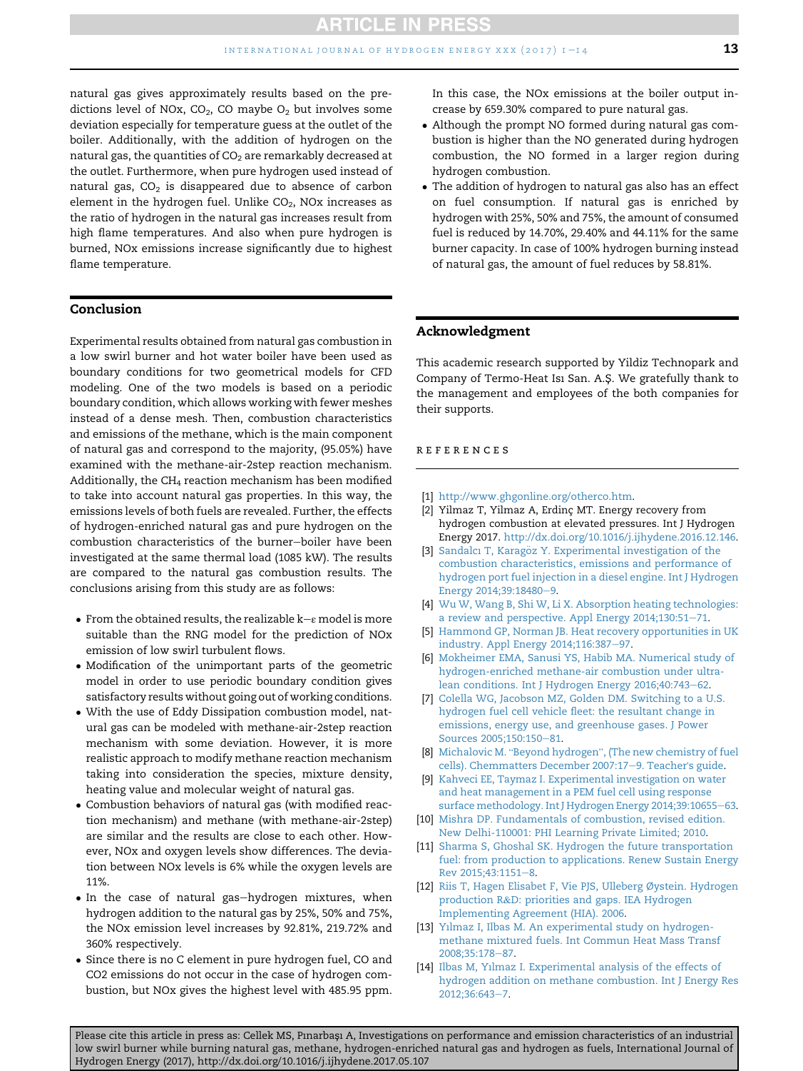natural gas gives approximately results based on the predictions level of NOx, $CO_2$, CO maybe $O_2$ but involves some deviation especially for temperature guess at the outlet of the boiler. Additionally, with the addition of hydrogen on the natural gas, the quantities of $CO_2$ are remarkably decreased at the outlet. Furthermore, when pure hydrogen used instead of natural gas, $CO_2$ is disappeared due to absence of carbon element in the hydrogen fuel. Unlike $CO_2$, NOx increases as the ratio of hydrogen in the natural gas increases result from high flame temperatures. And also when pure hydrogen is burned, NOx emissions increase significantly due to highest flame temperature.

## Conclusion

Experimental results obtained from natural gas combustion in a low swirl burner and hot water boiler have been used as boundary conditions for two geometrical models for CFD modeling. One of the two models is based on a periodic boundary condition, which allows working with fewer meshes instead of a dense mesh. Then, combustion characteristics and emissions of the methane, which is the main component of natural gas and correspond to the majority, (95.05%) have examined with the methane-air-2step reaction mechanism. Additionally, the $CH_4$ reaction mechanism has been modified to take into account natural gas properties. In this way, the emissions levels of both fuels are revealed. Further, the effects of hydrogen-enriched natural gas and pure hydrogen on the combustion characteristics of the burner–boiler have been investigated at the same thermal load (1085 kW). The results are compared to the natural gas combustion results. The conclusions arising from this study are as follows:

- From the obtained results, the realizable $k-\varepsilon$ model is more suitable than the RNG model for the prediction of NOx emission of low swirl turbulent flows.
- Modification of the unimportant parts of the geometric model in order to use periodic boundary condition gives satisfactory results without going out of working conditions.
- With the use of Eddy Dissipation combustion model, natural gas can be modeled with methane-air-2step reaction mechanism with some deviation. However, it is more realistic approach to modify methane reaction mechanism taking into consideration the species, mixture density, heating value and molecular weight of natural gas.
- Combustion behaviors of natural gas (with modified reaction mechanism) and methane (with methane-air-2step) are similar and the results are close to each other. However, NOx and oxygen levels show differences. The deviation between NOx levels is 6% while the oxygen levels are 11%.
- In the case of natural gas–hydrogen mixtures, when hydrogen addition to the natural gas by 25%, 50% and 75%, the NOx emission level increases by 92.81%, 219.72% and 360% respectively.
- Since there is no C element in pure hydrogen fuel, CO and CO2 emissions do not occur in the case of hydrogen combustion, but NOx gives the highest level with 485.95 ppm. In this case, the NOx emissions at the boiler output increase by 659.30% compared to pure natural gas.
- Although the prompt NO formed during natural gas combustion is higher than the NO generated during hydrogen combustion, the NO formed in a larger region during hydrogen combustion.
- The addition of hydrogen to natural gas also has an effect on fuel consumption. If natural gas is enriched by hydrogen with 25%, 50% and 75%, the amount of consumed fuel is reduced by 14.70%, 29.40% and 44.11% for the same burner capacity. In case of 100% hydrogen burning instead of natural gas, the amount of fuel reduces by 58.81%.

## Acknowledgment

This academic research supported by Yildiz Technopark and Company of Termo-Heat Isı San. A.Ş. We gratefully thank to the management and employees of the both companies for their supports.

## REFERENCES

[1] http://www.ghgonline.org/otherco.htm.
[2] Yilmaz T, Yilmaz A, Erdinç MT. Energy recovery from hydrogen combustion at elevated pressures. Int J Hydrogen Energy 2017. http://dx.doi.org/10.1016/j.ijhydene.2016.12.146.
[3] Sandalcı T, Karagöz Y. Experimental investigation of the combustion characteristics, emissions and performance of hydrogen port fuel injection in a diesel engine. Int J Hydrogen Energy 2014;39:18480–9.
[4] Wu W, Wang B, Shi W, Li X. Absorption heating technologies: a review and perspective. Appl Energy 2014;130:51–71.
[5] Hammond GP, Norman JB. Heat recovery opportunities in UK industry. Appl Energy 2014;116:387–97.
[6] Mokheimer EMA, Sanusi YS, Habib MA. Numerical study of hydrogen-enriched methane-air combustion under ultra-lean conditions. Int J Hydrogen Energy 2016;40:743–62.
[7] Colella WG, Jacobson MZ, Golden DM. Switching to a U.S. hydrogen fuel cell vehicle fleet: the resultant change in emissions, energy use, and greenhouse gases. J Power Sources 2005;150:150–81.
[8] Michalovic M. "Beyond hydrogen", (The new chemistry of fuel cells). Chemmatters December 2007:17–9. Teacher's guide.
[9] Kahveci EE, Taymaz I. Experimental investigation on water and heat management in a PEM fuel cell using response surface methodology. Int J Hydrogen Energy 2014;39:10655–63.
[10] Mishra DP. Fundamentals of combustion, revised edition. New Delhi-110001: PHI Learning Private Limited; 2010.
[11] Sharma S, Ghoshal SK. Hydrogen the future transportation fuel: from production to applications. Renew Sustain Energy Rev 2015;43:1151–8.
[12] Riis T, Hagen Elisabet F, Vie PJS, Ulleberg Øystein. Hydrogen production R&D: priorities and gaps. IEA Hydrogen Implementing Agreement (HIA). 2006.
[13] Yılmaz I, Ilbas M. An experimental study on hydrogen-methane mixtured fuels. Int Commun Heat Mass Transf 2008;35:178–87.
[14] Ilbas M, Yılmaz I. Experimental analysis of the effects of hydrogen addition on methane combustion. Int J Energy Res 2012;36:643–7.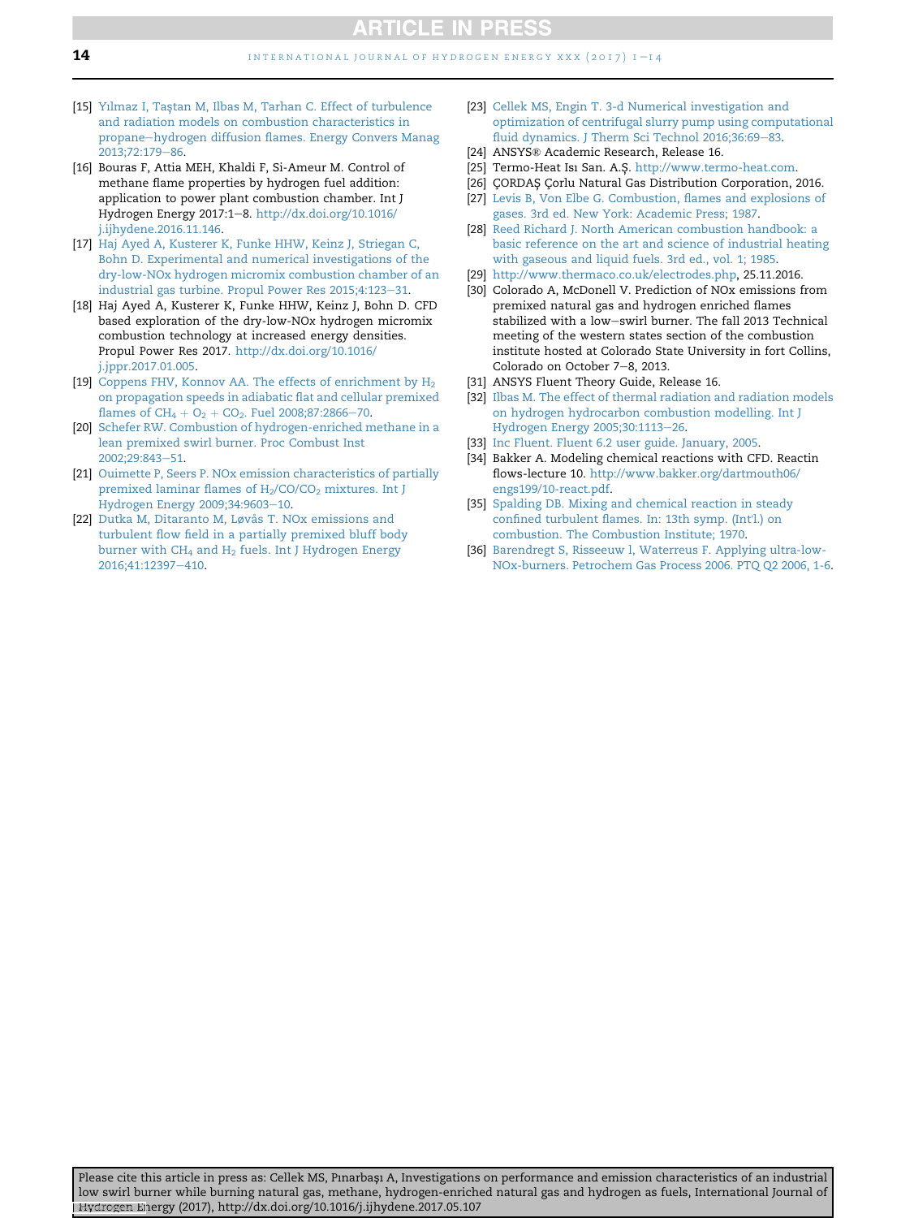[15] Yılmaz I, Taştan M, Ilbas M, Tarhan C. Effect of turbulence and radiation models on combustion characteristics in propane–hydrogen diffusion flames. Energy Convers Manag 2013;72:179–86.

[16] Bouras F, Attia MEH, Khaldi F, Si-Ameur M. Control of methane flame properties by hydrogen fuel addition: application to power plant combustion chamber. Int J Hydrogen Energy 2017:1–8. http://dx.doi.org/10.1016/j.ijhydene.2016.11.146.

[17] Haj Ayed A, Kusterer K, Funke HHW, Keinz J, Striegan C, Bohn D. Experimental and numerical investigations of the dry-low-NOx hydrogen micromix combustion chamber of an industrial gas turbine. Propul Power Res 2015;4:123–31.

[18] Haj Ayed A, Kusterer K, Funke HHW, Keinz J, Bohn D. CFD based exploration of the dry-low-NOx hydrogen micromix combustion technology at increased energy densities. Propul Power Res 2017. http://dx.doi.org/10.1016/j.jppr.2017.01.005.

[19] Coppens FHV, Konnov AA. The effects of enrichment by $H_2$ on propagation speeds in adiabatic flat and cellular premixed flames of $CH_4 + O_2 + CO_2$. Fuel 2008;87:2866–70.

[20] Schefer RW. Combustion of hydrogen-enriched methane in a lean premixed swirl burner. Proc Combust Inst 2002;29:843–51.

[21] Ouimette P, Seers P. NOx emission characteristics of partially premixed laminar flames of $H_2$/CO/$CO_2$ mixtures. Int J Hydrogen Energy 2009;34:9603–10.

[22] Dutka M, Ditaranto M, Løvås T. NOx emissions and turbulent flow field in a partially premixed bluff body burner with $CH_4$ and $H_2$ fuels. Int J Hydrogen Energy 2016;41:12397–410.

[23] Cellek MS, Engin T. 3-d Numerical investigation and optimization of centrifugal slurry pump using computational fluid dynamics. J Therm Sci Technol 2016;36:69–83.

[24] ANSYS® Academic Research, Release 16.

[25] Termo-Heat Isı San. A.Ş. http://www.termo-heat.com.

[26] ÇORDAŞ Çorlu Natural Gas Distribution Corporation, 2016.

[27] Levis B, Von Elbe G. Combustion, flames and explosions of gases. 3rd ed. New York: Academic Press; 1987.

[28] Reed Richard J. North American combustion handbook: a basic reference on the art and science of industrial heating with gaseous and liquid fuels. 3rd ed., vol. 1; 1985.

[29] http://www.thermaco.co.uk/electrodes.php, 25.11.2016.

[30] Colorado A, McDonell V. Prediction of NOx emissions from premixed natural gas and hydrogen enriched flames stabilized with a low–swirl burner. The fall 2013 Technical meeting of the western states section of the combustion institute hosted at Colorado State University in fort Collins, Colorado on October 7–8, 2013.

[31] ANSYS Fluent Theory Guide, Release 16.

[32] Ilbas M. The effect of thermal radiation and radiation models on hydrogen hydrocarbon combustion modelling. Int J Hydrogen Energy 2005;30:1113–26.

[33] Inc Fluent. Fluent 6.2 user guide. January, 2005.

[34] Bakker A. Modeling chemical reactions with CFD. Reactin flows-lecture 10. http://www.bakker.org/dartmouth06/engs199/10-react.pdf.

[35] Spalding DB. Mixing and chemical reaction in steady confined turbulent flames. In: 13th symp. (Int'l.) on combustion. The Combustion Institute; 1970.

[36] Barendregt S, Risseeuw l, Waterreus F. Applying ultra-low-NOx-burners. Petrochem Gas Process 2006. PTQ Q2 2006, 1-6.